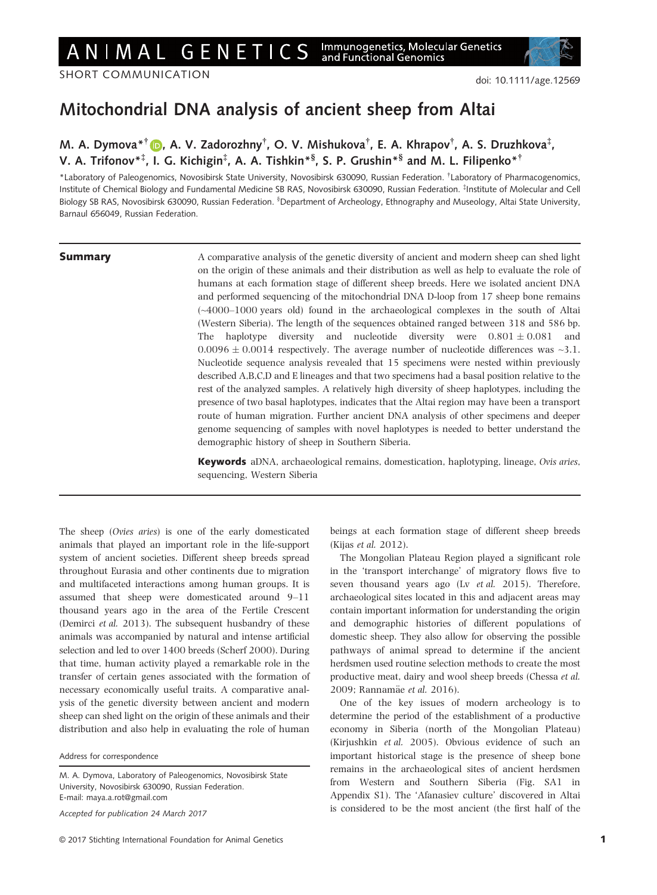SHORT COMMUNICATION

doi: 10.1111/age.12569

# Mitochondrial DNA analysis of ancient sheep from Altai

**M. A. Dymova**[*,†], **A. V. Zadorozhny**[†], **O. V. Mishukova**[†], **E. A. Khrapov**[†], **A. S. Druzhkova**[‡], **V. A. Trifonov**[*,‡], **I. G. Kichigin**[‡], **A. A. Tishkin**[*,§], **S. P. Grushin**[*,§] **and M. L. Filipenko**[*,†]

[*]Laboratory of Paleogenomics, Novosibirsk State University, Novosibirsk 630090, Russian Federation. [†]Laboratory of Pharmacogenomics, Institute of Chemical Biology and Fundamental Medicine SB RAS, Novosibirsk 630090, Russian Federation. [‡]Institute of Molecular and Cell Biology SB RAS, Novosibirsk 630090, Russian Federation. [§]Department of Archeology, Ethnography and Museology, Altai State University, Barnaul 656049, Russian Federation.

## Summary

A comparative analysis of the genetic diversity of ancient and modern sheep can shed light on the origin of these animals and their distribution as well as help to evaluate the role of humans at each formation stage of different sheep breeds. Here we isolated ancient DNA and performed sequencing of the mitochondrial DNA D-loop from 17 sheep bone remains (~4000–1000 years old) found in the archaeological complexes in the south of Altai (Western Siberia). The length of the sequences obtained ranged between 318 and 586 bp. The haplotype diversity and nucleotide diversity were $0.801 \pm 0.081$ and $0.0096 \pm 0.0014$ respectively. The average number of nucleotide differences was ~3.1. Nucleotide sequence analysis revealed that 15 specimens were nested within previously described A,B,C,D and E lineages and that two specimens had a basal position relative to the rest of the analyzed samples. A relatively high diversity of sheep haplotypes, including the presence of two basal haplotypes, indicates that the Altai region may have been a transport route of human migration. Further ancient DNA analysis of other specimens and deeper genome sequencing of samples with novel haplotypes is needed to better understand the demographic history of sheep in Southern Siberia.

**Keywords** aDNA, archaeological remains, domestication, haplotyping, lineage, *Ovis aries*, sequencing, Western Siberia

The sheep (*Ovies aries*) is one of the early domesticated animals that played an important role in the life-support system of ancient societies. Different sheep breeds spread throughout Eurasia and other continents due to migration and multifaceted interactions among human groups. It is assumed that sheep were domesticated around 9–11 thousand years ago in the area of the Fertile Crescent (Demirci *et al.* 2013). The subsequent husbandry of these animals was accompanied by natural and intense artificial selection and led to over 1400 breeds (Scherf 2000). During that time, human activity played a remarkable role in the transfer of certain genes associated with the formation of necessary economically useful traits. A comparative analysis of the genetic diversity between ancient and modern sheep can shed light on the origin of these animals and their distribution and also help in evaluating the role of human beings at each formation stage of different sheep breeds (Kijas *et al.* 2012).

The Mongolian Plateau Region played a significant role in the 'transport interchange' of migratory flows five to seven thousand years ago (Lv *et al.* 2015). Therefore, archaeological sites located in this and adjacent areas may contain important information for understanding the origin and demographic histories of different populations of domestic sheep. They also allow for observing the possible pathways of animal spread to determine if the ancient herdsmen used routine selection methods to create the most productive meat, dairy and wool sheep breeds (Chessa *et al.* 2009; Rannamäe *et al.* 2016).

One of the key issues of modern archeology is to determine the period of the establishment of a productive economy in Siberia (north of the Mongolian Plateau) (Kirjushkin *et al.* 2005). Obvious evidence of such an important historical stage is the presence of sheep bone remains in the archaeological sites of ancient herdsmen from Western and Southern Siberia (Fig. SA1 in Appendix S1). The 'Afanasiev culture' discovered in Altai is considered to be the most ancient (the first half of the

Address for correspondence

M. A. Dymova, Laboratory of Paleogenomics, Novosibirsk State University, Novosibirsk 630090, Russian Federation.
E-mail: maya.a.rot@gmail.com

*Accepted for publication 24 March 2017*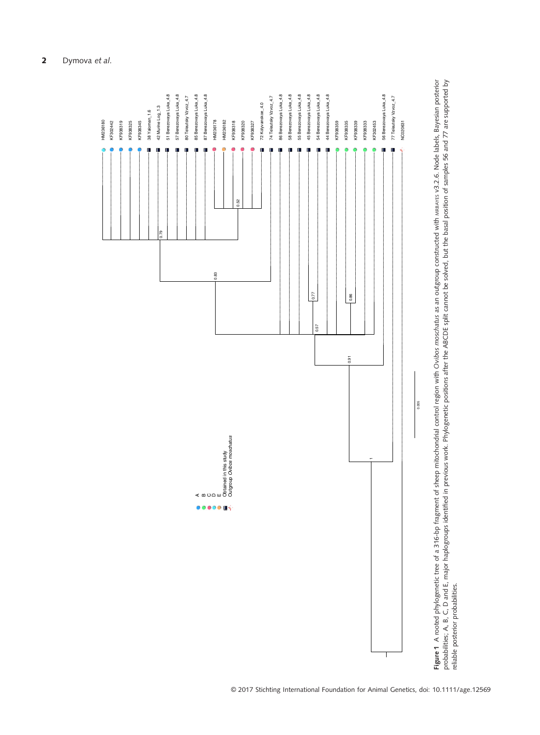**Figure 1** A rooted phylogenetic tree of a 316-bp fragment of sheep mitochondrial control region with *Ovibos moschatus* as an outgroup constructed with MRBAYES v3.2.6. Node labels, Bayesian posterior probabilities; A, B, C, D and E, major haplogroups identified in previous work. Phylogenetic positions after the ABCDE split cannot be solved, but the basal position of samples 56 and 77 are supported by reliable posterior probabilities.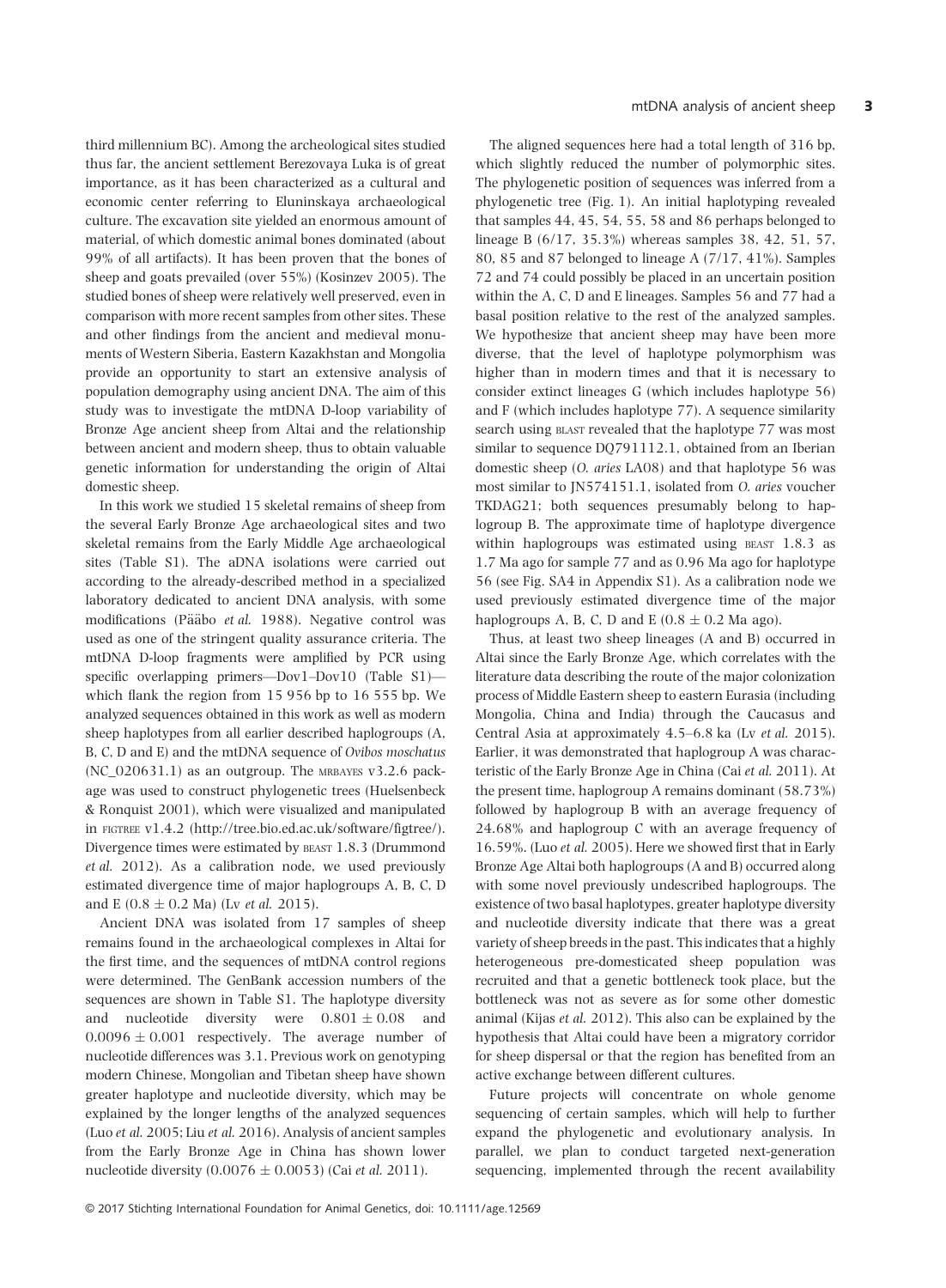third millennium BC). Among the archeological sites studied thus far, the ancient settlement Berezovaya Luka is of great importance, as it has been characterized as a cultural and economic center referring to Eluninskaya archaeological culture. The excavation site yielded an enormous amount of material, of which domestic animal bones dominated (about 99% of all artifacts). It has been proven that the bones of sheep and goats prevailed (over 55%) (Kosinzev 2005). The studied bones of sheep were relatively well preserved, even in comparison with more recent samples from other sites. These and other findings from the ancient and medieval monuments of Western Siberia, Eastern Kazakhstan and Mongolia provide an opportunity to start an extensive analysis of population demography using ancient DNA. The aim of this study was to investigate the mtDNA D-loop variability of Bronze Age ancient sheep from Altai and the relationship between ancient and modern sheep, thus to obtain valuable genetic information for understanding the origin of Altai domestic sheep.

In this work we studied 15 skeletal remains of sheep from the several Early Bronze Age archaeological sites and two skeletal remains from the Early Middle Age archaeological sites (Table S1). The aDNA isolations were carried out according to the already-described method in a specialized laboratory dedicated to ancient DNA analysis, with some modifications (Pääbo *et al.* 1988). Negative control was used as one of the stringent quality assurance criteria. The mtDNA D-loop fragments were amplified by PCR using specific overlapping primers—Dov1–Dov10 (Table S1)—which flank the region from 15 956 bp to 16 555 bp. We analyzed sequences obtained in this work as well as modern sheep haplotypes from all earlier described haplogroups (A, B, C, D and E) and the mtDNA sequence of *Ovibos moschatus* (NC_020631.1) as an outgroup. The MRBAYES v3.2.6 package was used to construct phylogenetic trees (Huelsenbeck & Ronquist 2001), which were visualized and manipulated in FIGTREE v1.4.2 (http://tree.bio.ed.ac.uk/software/figtree/). Divergence times were estimated by BEAST 1.8.3 (Drummond *et al.* 2012). As a calibration node, we used previously estimated divergence time of major haplogroups A, B, C, D and E ($0.8 \pm 0.2$ Ma) (Lv *et al.* 2015).

Ancient DNA was isolated from 17 samples of sheep remains found in the archaeological complexes in Altai for the first time, and the sequences of mtDNA control regions were determined. The GenBank accession numbers of the sequences are shown in Table S1. The haplotype diversity and nucleotide diversity were $0.801 \pm 0.08$ and $0.0096 \pm 0.001$ respectively. The average number of nucleotide differences was 3.1. Previous work on genotyping modern Chinese, Mongolian and Tibetan sheep have shown greater haplotype and nucleotide diversity, which may be explained by the longer lengths of the analyzed sequences (Luo *et al.* 2005; Liu *et al.* 2016). Analysis of ancient samples from the Early Bronze Age in China has shown lower nucleotide diversity ($0.0076 \pm 0.0053$) (Cai *et al.* 2011).

The aligned sequences here had a total length of 316 bp, which slightly reduced the number of polymorphic sites. The phylogenetic position of sequences was inferred from a phylogenetic tree (Fig. 1). An initial haplotyping revealed that samples 44, 45, 54, 55, 58 and 86 perhaps belonged to lineage B (6/17, 35.3%) whereas samples 38, 42, 51, 57, 80, 85 and 87 belonged to lineage A (7/17, 41%). Samples 72 and 74 could possibly be placed in an uncertain position within the A, C, D and E lineages. Samples 56 and 77 had a basal position relative to the rest of the analyzed samples. We hypothesize that ancient sheep may have been more diverse, that the level of haplotype polymorphism was higher than in modern times and that it is necessary to consider extinct lineages G (which includes haplotype 56) and F (which includes haplotype 77). A sequence similarity search using BLAST revealed that the haplotype 77 was most similar to sequence DQ791112.1, obtained from an Iberian domestic sheep (*O. aries* LA08) and that haplotype 56 was most similar to JN574151.1, isolated from *O. aries* voucher TKDAG21; both sequences presumably belong to haplogroup B. The approximate time of haplotype divergence within haplogroups was estimated using BEAST 1.8.3 as 1.7 Ma ago for sample 77 and as 0.96 Ma ago for haplotype 56 (see Fig. SA4 in Appendix S1). As a calibration node we used previously estimated divergence time of the major haplogroups A, B, C, D and E ($0.8 \pm 0.2$ Ma ago).

Thus, at least two sheep lineages (A and B) occurred in Altai since the Early Bronze Age, which correlates with the literature data describing the route of the major colonization process of Middle Eastern sheep to eastern Eurasia (including Mongolia, China and India) through the Caucasus and Central Asia at approximately 4.5–6.8 ka (Lv *et al.* 2015). Earlier, it was demonstrated that haplogroup A was characteristic of the Early Bronze Age in China (Cai *et al.* 2011). At the present time, haplogroup A remains dominant (58.73%) followed by haplogroup B with an average frequency of 24.68% and haplogroup C with an average frequency of 16.59%. (Luo *et al.* 2005). Here we showed first that in Early Bronze Age Altai both haplogroups (A and B) occurred along with some novel previously undescribed haplogroups. The existence of two basal haplotypes, greater haplotype diversity and nucleotide diversity indicate that there was a great variety of sheep breeds in the past. This indicates that a highly heterogeneous pre-domesticated sheep population was recruited and that a genetic bottleneck took place, but the bottleneck was not as severe as for some other domestic animal (Kijas *et al.* 2012). This also can be explained by the hypothesis that Altai could have been a migratory corridor for sheep dispersal or that the region has benefited from an active exchange between different cultures.

Future projects will concentrate on whole genome sequencing of certain samples, which will help to further expand the phylogenetic and evolutionary analysis. In parallel, we plan to conduct targeted next-generation sequencing, implemented through the recent availability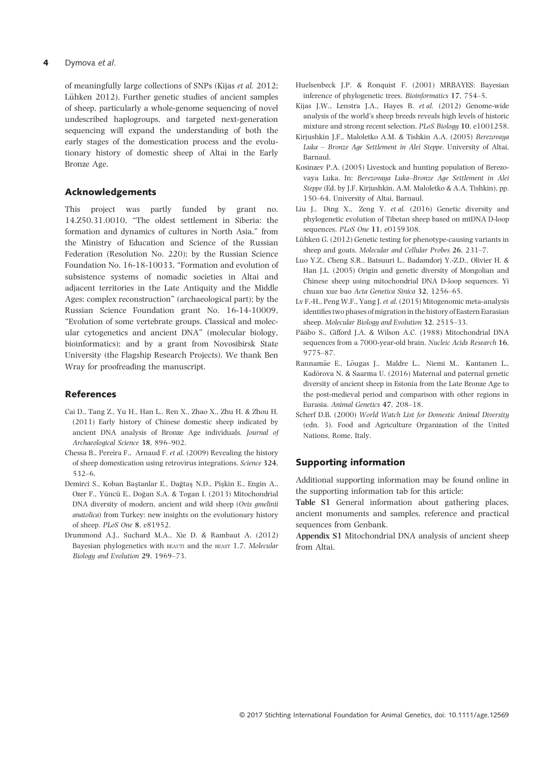of meaningfully large collections of SNPs (Kijas *et al.* 2012; Lühken 2012). Further genetic studies of ancient samples of sheep, particularly a whole-genome sequencing of novel undescribed haplogroups, and targeted next-generation sequencing will expand the understanding of both the early stages of the domestication process and the evolutionary history of domestic sheep of Altai in the Early Bronze Age.

## Acknowledgements

This project was partly funded by grant no. 14.Z50.31.0010, "The oldest settlement in Siberia: the formation and dynamics of cultures in North Asia," from the Ministry of Education and Science of the Russian Federation (Resolution No. 220); by the Russian Science Foundation No. 16-18-10033, "Formation and evolution of subsistence systems of nomadic societies in Altai and adjacent territories in the Late Antiquity and the Middle Ages: complex reconstruction" (archaeological part); by the Russian Science Foundation grant No. 16-14-10009, "Evolution of some vertebrate groups. Classical and molecular cytogenetics and ancient DNA" (molecular biology, bioinformatics); and by a grant from Novosibirsk State University (the Flagship Research Projects). We thank Ben Wray for proofreading the manuscript.

## References

Cai D., Tang Z., Yu H., Han L., Ren X., Zhao X., Zhu H. & Zhou H. (2011) Early history of Chinese domestic sheep indicated by ancient DNA analysis of Bronze Age individuals. *Journal of Archaeological Science* **38**, 896–902.

Chessa B., Pereira F., Arnaud F. *et al.* (2009) Revealing the history of sheep domestication using retrovirus integrations. *Science* **324**, 532–6.

Demirci S., Koban Baştanlar E., Dağtaş N.D., Pişkin E., Engin A., Ozer F., Yüncü E., Doğan S.A. & Togan I. (2013) Mitochondrial DNA diversity of modern, ancient and wild sheep (*Ovis gmelinii anatolica*) from Turkey: new insights on the evolutionary history of sheep. *PLoS One* **8**, e81952.

Drummond A.J., Suchard M.A., Xie D. & Rambaut A. (2012) Bayesian phylogenetics with BEAUTI and the BEAST 1.7. *Molecular Biology and Evolution* **29**, 1969–73.

Huelsenbeck J.P. & Ronquist F. (2001) MRBAYES: Bayesian inference of phylogenetic trees. *Bioinformatics* **17**, 754–5.

Kijas J.W., Lenstra J.A., Hayes B. *et al.* (2012) Genome-wide analysis of the world's sheep breeds reveals high levels of historic mixture and strong recent selection. *PLoS Biology* **10**, e1001258.

Kirjushkin J.F., Maloletko A.M. & Tishkin A.A. (2005) *Berezovaya Luka – Bronze Age Settlement in Alei Steppe*. University of Altai, Barnaul.

Kosinzev P.A. (2005) Livestock and hunting population of Berezovaya Luka. In: *Berezovaya Luka–Bronze Age Settlement in Alei Steppe* (Ed. by J.F. Kirjushkin, A.M. Maloletko & A.A. Tishkin), pp. 150–64. University of Altai, Barnaul.

Liu J., Ding X., Zeng Y. *et al.* (2016) Genetic diversity and phylogenetic evolution of Tibetan sheep based on mtDNA D-loop sequences. *PLoS One* **11**, e0159308.

Lühken G. (2012) Genetic testing for phenotype-causing variants in sheep and goats. *Molecular and Cellular Probes* **26**, 231–7.

Luo Y.Z., Cheng S.R., Batsuuri L., Badamdorj Y.-Z.D., Olivier H. & Han J.L. (2005) Origin and genetic diversity of Mongolian and Chinese sheep using mitochondrial DNA D-loop sequences. Yi chuan xue bao *Acta Genetica Sinica* **32**, 1256–65.

Lv F.-H., Peng W.F., Yang J. *et al.* (2015) Mitogenomic meta-analysis identifies two phases of migration in the history of Eastern Eurasian sheep. *Molecular Biology and Evolution* **32**, 2515–33.

Pääbo S., Gifford J.A. & Wilson A.C. (1988) Mitochondrial DNA sequences from a 7000-year-old brain. *Nucleic Acids Research* **16**, 9775–87.

Rannamäe E., Lõugas J., Maldre L., Niemi M., Kantanen L., Kadõrova N. & Saarma U. (2016) Maternal and paternal genetic diversity of ancient sheep in Estonia from the Late Bronze Age to the post-medieval period and comparison with other regions in Eurasia. *Animal Genetics* **47**, 208–18.

Scherf D.B. (2000) *World Watch List for Domestic Animal Diversity* (edn. 3). Food and Agriculture Organization of the United Nations, Rome, Italy.

## Supporting information

Additional supporting information may be found online in the supporting information tab for this article:

**Table S1** General information about gathering places, ancient monuments and samples, reference and practical sequences from Genbank.

**Appendix S1** Mitochondrial DNA analysis of ancient sheep from Altai.